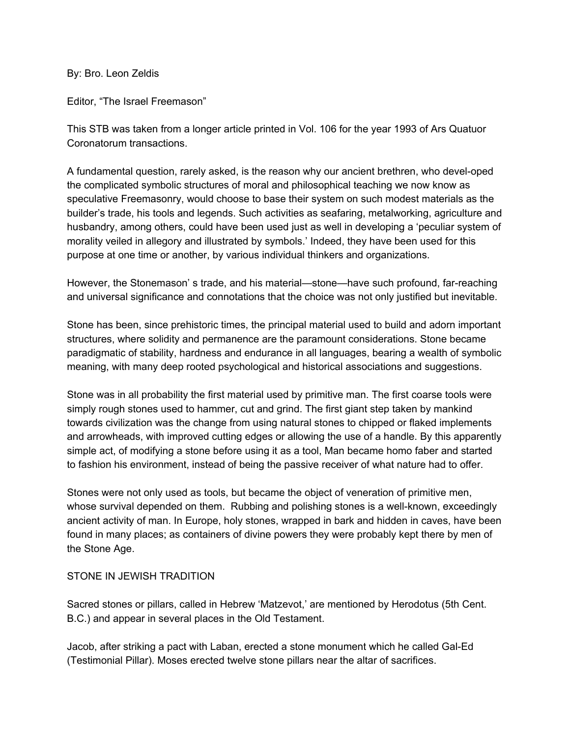By: Bro. Leon Zeldis

Editor, “The Israel Freemason”

This STB was taken from a longer article printed in Vol. 106 for the year 1993 of Ars Quatuor Coronatorum transactions.

A fundamental question, rarely asked, is the reason why our ancient brethren, who devel-oped the complicated symbolic structures of moral and philosophical teaching we now know as speculative Freemasonry, would choose to base their system on such modest materials as the builder’s trade, his tools and legends. Such activities as seafaring, metalworking, agriculture and husbandry, among others, could have been used just as well in developing a ‘peculiar system of morality veiled in allegory and illustrated by symbols.’ Indeed, they have been used for this purpose at one time or another, by various individual thinkers and organizations.

However, the Stonemason’ s trade, and his material—stone—have such profound, far-reaching and universal significance and connotations that the choice was not only justified but inevitable.

Stone has been, since prehistoric times, the principal material used to build and adorn important structures, where solidity and permanence are the paramount considerations. Stone became paradigmatic of stability, hardness and endurance in all languages, bearing a wealth of symbolic meaning, with many deep rooted psychological and historical associations and suggestions.

Stone was in all probability the first material used by primitive man. The first coarse tools were simply rough stones used to hammer, cut and grind. The first giant step taken by mankind towards civilization was the change from using natural stones to chipped or flaked implements and arrowheads, with improved cutting edges or allowing the use of a handle. By this apparently simple act, of modifying a stone before using it as a tool, Man became homo faber and started to fashion his environment, instead of being the passive receiver of what nature had to offer.

Stones were not only used as tools, but became the object of veneration of primitive men, whose survival depended on them. Rubbing and polishing stones is a well-known, exceedingly ancient activity of man. In Europe, holy stones, wrapped in bark and hidden in caves, have been found in many places; as containers of divine powers they were probably kept there by men of the Stone Age.

## STONE IN JEWISH TRADITION

Sacred stones or pillars, called in Hebrew ‘Matzevot,’ are mentioned by Herodotus (5th Cent. B.C.) and appear in several places in the Old Testament.

Jacob, after striking a pact with Laban, erected a stone monument which he called Gal-Ed (Testimonial Pillar). Moses erected twelve stone pillars near the altar of sacrifices.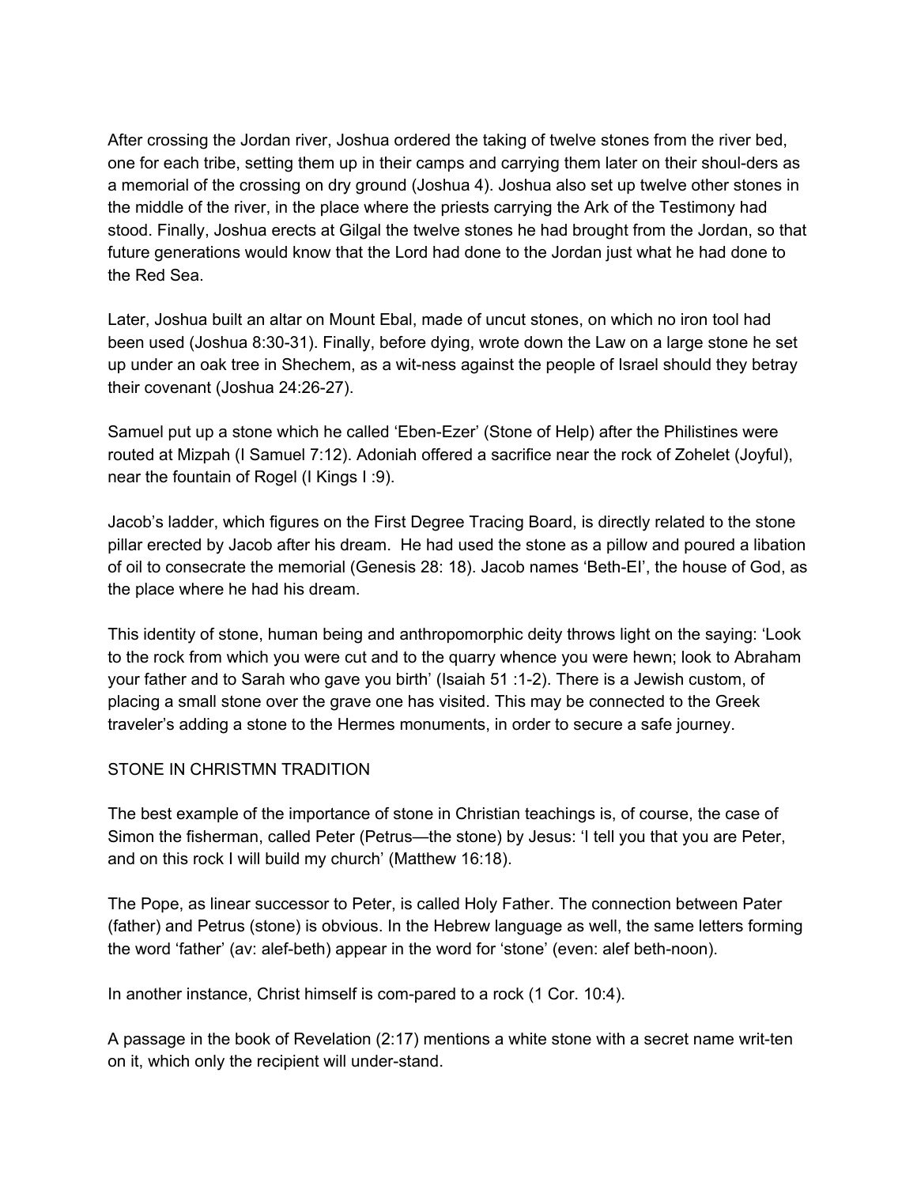After crossing the Jordan river, Joshua ordered the taking of twelve stones from the river bed, one for each tribe, setting them up in their camps and carrying them later on their shoul-ders as a memorial of the crossing on dry ground (Joshua 4). Joshua also set up twelve other stones in the middle of the river, in the place where the priests carrying the Ark of the Testimony had stood. Finally, Joshua erects at Gilgal the twelve stones he had brought from the Jordan, so that future generations would know that the Lord had done to the Jordan just what he had done to the Red Sea.

Later, Joshua built an altar on Mount Ebal, made of uncut stones, on which no iron tool had been used (Joshua 8:30-31). Finally, before dying, wrote down the Law on a large stone he set up under an oak tree in Shechem, as a wit-ness against the people of Israel should they betray their covenant (Joshua 24:26-27).

Samuel put up a stone which he called 'Eben-Ezer' (Stone of Help) after the Philistines were routed at Mizpah (I Samuel 7:12). Adoniah offered a sacrifice near the rock of Zohelet (Joyful), near the fountain of Rogel (I Kings I :9).

Jacob's ladder, which figures on the First Degree Tracing Board, is directly related to the stone pillar erected by Jacob after his dream. He had used the stone as a pillow and poured a libation of oil to consecrate the memorial (Genesis 28: 18). Jacob names 'Beth-El', the house of God, as the place where he had his dream.

This identity of stone, human being and anthropomorphic deity throws light on the saying: 'Look to the rock from which you were cut and to the quarry whence you were hewn; look to Abraham your father and to Sarah who gave you birth' (Isaiah 51 :1-2). There is a Jewish custom, of placing a small stone over the grave one has visited. This may be connected to the Greek traveler's adding a stone to the Hermes monuments, in order to secure a safe journey.

## STONE IN CHRISTMN TRADITION

The best example of the importance of stone in Christian teachings is, of course, the case of Simon the fisherman, called Peter (Petrus—the stone) by Jesus: 'I tell you that you are Peter, and on this rock I will build my church' (Matthew 16:18).

The Pope, as linear successor to Peter, is called Holy Father. The connection between Pater (father) and Petrus (stone) is obvious. In the Hebrew language as well, the same letters forming the word 'father' (av: alef-beth) appear in the word for 'stone' (even: alef beth-noon).

In another instance, Christ himself is com-pared to a rock (1 Cor. 10:4).

A passage in the book of Revelation (2:17) mentions a white stone with a secret name writ-ten on it, which only the recipient will under-stand.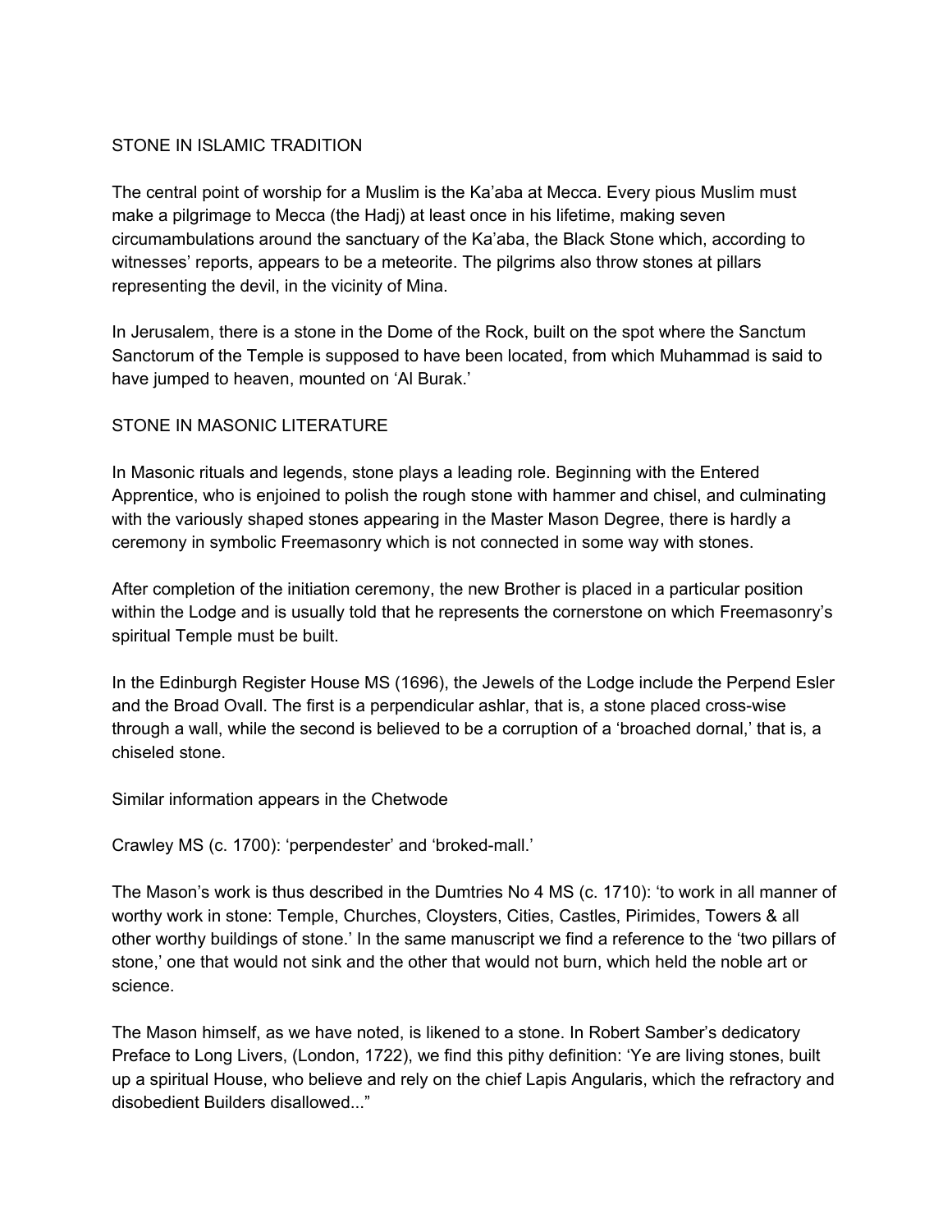## STONE IN ISLAMIC TRADITION

The central point of worship for a Muslim is the Ka'aba at Mecca. Every pious Muslim must make a pilgrimage to Mecca (the Hadj) at least once in his lifetime, making seven circumambulations around the sanctuary of the Ka'aba, the Black Stone which, according to witnesses' reports, appears to be a meteorite. The pilgrims also throw stones at pillars representing the devil, in the vicinity of Mina.

In Jerusalem, there is a stone in the Dome of the Rock, built on the spot where the Sanctum Sanctorum of the Temple is supposed to have been located, from which Muhammad is said to have jumped to heaven, mounted on 'Al Burak.'

## STONE IN MASONIC LITERATURE

In Masonic rituals and legends, stone plays a leading role. Beginning with the Entered Apprentice, who is enjoined to polish the rough stone with hammer and chisel, and culminating with the variously shaped stones appearing in the Master Mason Degree, there is hardly a ceremony in symbolic Freemasonry which is not connected in some way with stones.

After completion of the initiation ceremony, the new Brother is placed in a particular position within the Lodge and is usually told that he represents the cornerstone on which Freemasonry's spiritual Temple must be built.

In the Edinburgh Register House MS (1696), the Jewels of the Lodge include the Perpend Esler and the Broad Ovall. The first is a perpendicular ashlar, that is, a stone placed cross-wise through a wall, while the second is believed to be a corruption of a 'broached dornal,' that is, a chiseled stone.

Similar information appears in the Chetwode

Crawley MS (c. 1700): 'perpendester' and 'broked-mall.'

The Mason's work is thus described in the Dumtries No 4 MS (c. 1710): 'to work in all manner of worthy work in stone: Temple, Churches, Cloysters, Cities, Castles, Pirimides, Towers & all other worthy buildings of stone.' In the same manuscript we find a reference to the 'two pillars of stone,' one that would not sink and the other that would not burn, which held the noble art or science.

The Mason himself, as we have noted, is likened to a stone. In Robert Samber's dedicatory Preface to Long Livers, (London, 1722), we find this pithy definition: 'Ye are living stones, built up a spiritual House, who believe and rely on the chief Lapis Angularis, which the refractory and disobedient Builders disallowed..."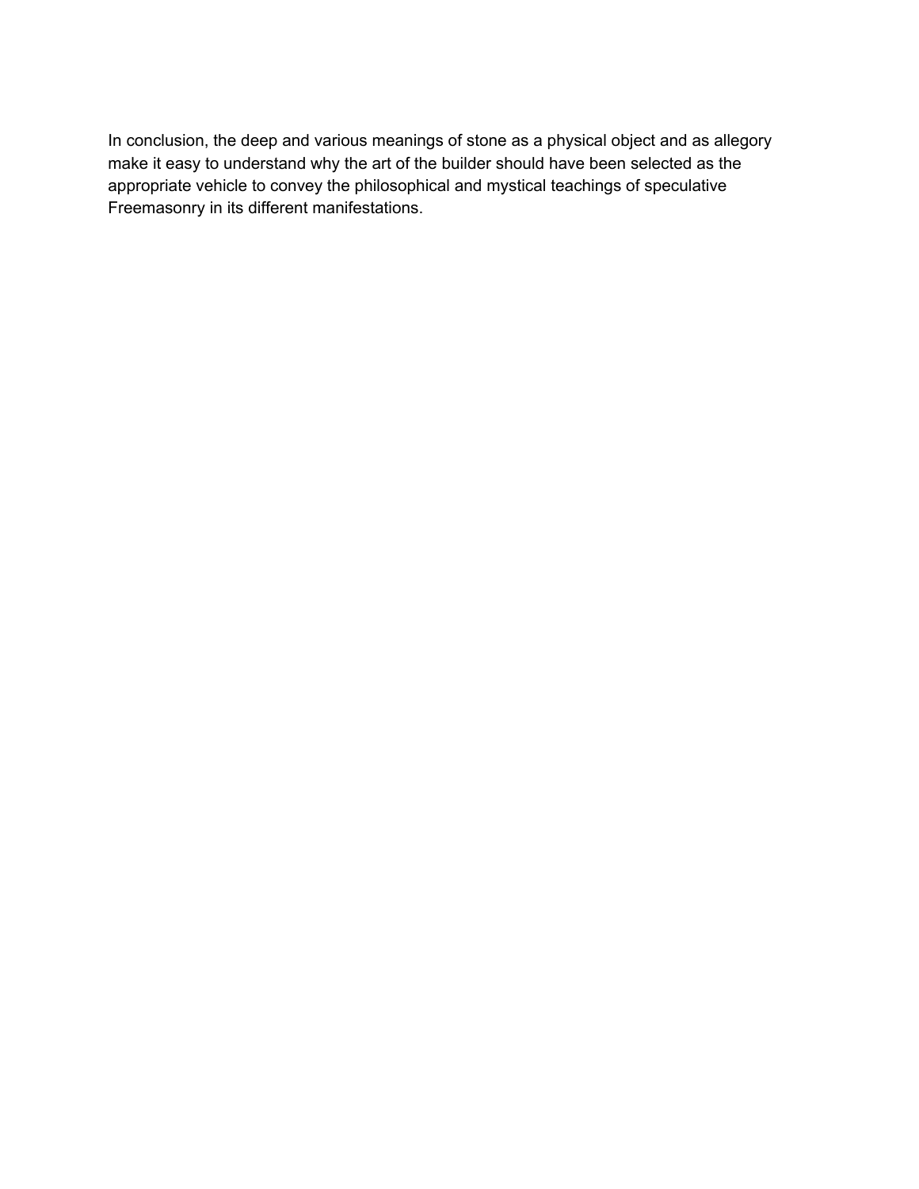In conclusion, the deep and various meanings of stone as a physical object and as allegory make it easy to understand why the art of the builder should have been selected as the appropriate vehicle to convey the philosophical and mystical teachings of speculative Freemasonry in its different manifestations.